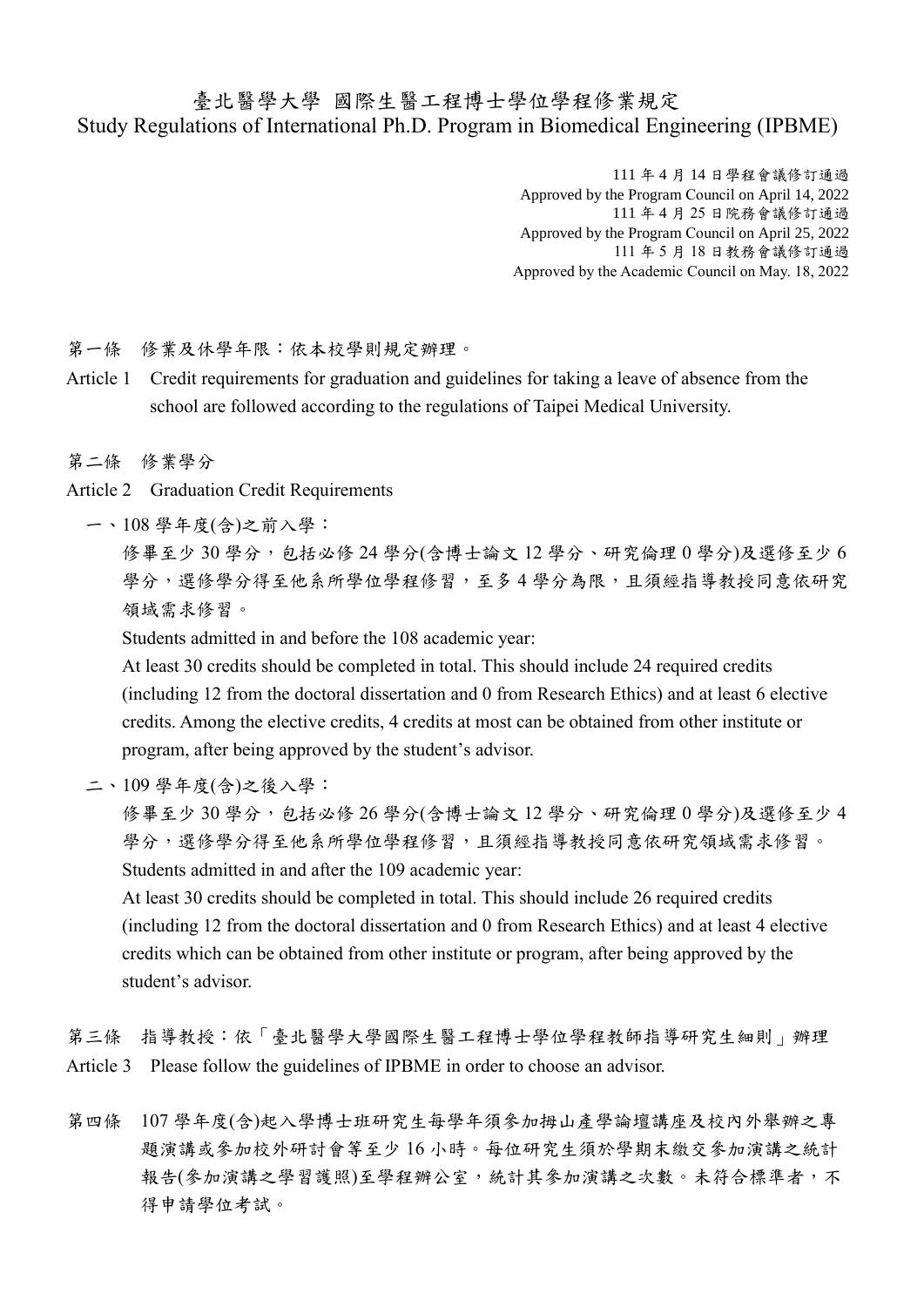# 臺北醫學大學 國際生醫工程博士學位學程修業規定
# Study Regulations of International Ph.D. Program in Biomedical Engineering (IPBME)

111 年 4 月 14 日學程會議修訂通過
Approved by the Program Council on April 14, 2022
111 年 4 月 25 日院務會議修訂通過
Approved by the Program Council on April 25, 2022
111 年 5 月 18 日教務會議修訂通過
Approved by the Academic Council on May. 18, 2022

第一條　修業及休學年限：依本校學則規定辦理。

Article 1　Credit requirements for graduation and guidelines for taking a leave of absence from the school are followed according to the regulations of Taipei Medical University.

第二條　修業學分

Article 2　Graduation Credit Requirements

一、108 學年度(含)之前入學：

修畢至少 30 學分，包括必修 24 學分(含博士論文 12 學分、研究倫理 0 學分)及選修至少 6 學分，選修學分得至他系所學位學程修習，至多 4 學分為限，且須經指導教授同意依研究領域需求修習。

Students admitted in and before the 108 academic year:

At least 30 credits should be completed in total. This should include 24 required credits (including 12 from the doctoral dissertation and 0 from Research Ethics) and at least 6 elective credits. Among the elective credits, 4 credits at most can be obtained from other institute or program, after being approved by the student's advisor.

二、109 學年度(含)之後入學：

修畢至少 30 學分，包括必修 26 學分(含博士論文 12 學分、研究倫理 0 學分)及選修至少 4 學分，選修學分得至他系所學位學程修習，且須經指導教授同意依研究領域需求修習。

Students admitted in and after the 109 academic year:

At least 30 credits should be completed in total. This should include 26 required credits (including 12 from the doctoral dissertation and 0 from Research Ethics) and at least 4 elective credits which can be obtained from other institute or program, after being approved by the student's advisor.

第三條　指導教授：依「臺北醫學大學國際生醫工程博士學位學程教師指導研究生細則」辦理

Article 3　Please follow the guidelines of IPBME in order to choose an advisor.

第四條　107 學年度(含)起入學博士班研究生每學年須參加拇山產學論壇講座及校內外舉辦之專題演講或參加校外研討會等至少 16 小時。每位研究生須於學期末繳交參加演講之統計報告(參加演講之學習護照)至學程辦公室，統計其參加演講之次數。未符合標準者，不得申請學位考試。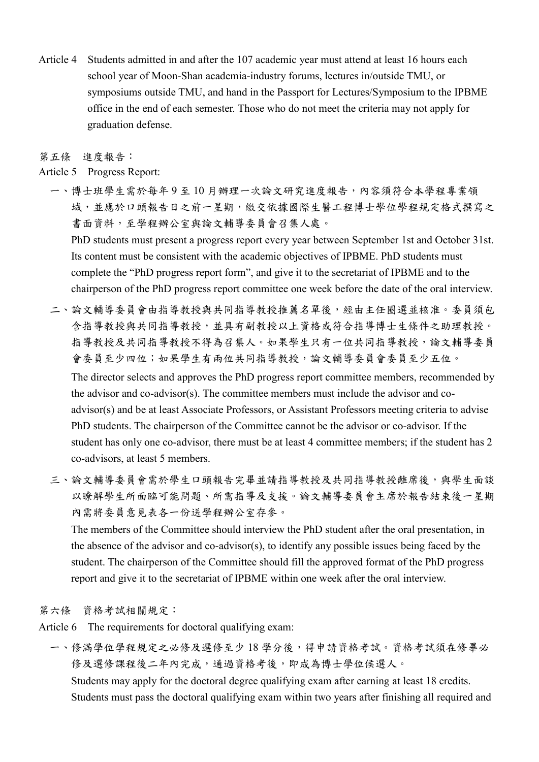Article 4 Students admitted in and after the 107 academic year must attend at least 16 hours each school year of Moon-Shan academia-industry forums, lectures in/outside TMU, or symposiums outside TMU, and hand in the Passport for Lectures/Symposium to the IPBME office in the end of each semester. Those who do not meet the criteria may not apply for graduation defense.

第五條 進度報告：

Article 5 Progress Report:

一、博士班學生需於每年 9 至 10 月辦理一次論文研究進度報告，內容須符合本學程專業領域，並應於口頭報告日之前一星期，繳交依據國際生醫工程博士學位學程規定格式撰寫之書面資料，至學程辦公室與論文輔導委員會召集人處。

PhD students must present a progress report every year between September 1st and October 31st. Its content must be consistent with the academic objectives of IPBME. PhD students must complete the "PhD progress report form", and give it to the secretariat of IPBME and to the chairperson of the PhD progress report committee one week before the date of the oral interview.

二、論文輔導委員會由指導教授與共同指導教授推薦名單後，經由主任圈選並核准。委員須包含指導教授與共同指導教授，並具有副教授以上資格或符合指導博士生條件之助理教授。指導教授及共同指導教授不得為召集人。如果學生只有一位共同指導教授，論文輔導委員會委員至少四位；如果學生有兩位共同指導教授，論文輔導委員會委員至少五位。

The director selects and approves the PhD progress report committee members, recommended by the advisor and co-advisor(s). The committee members must include the advisor and co-advisor(s) and be at least Associate Professors, or Assistant Professors meeting criteria to advise PhD students. The chairperson of the Committee cannot be the advisor or co-advisor. If the student has only one co-advisor, there must be at least 4 committee members; if the student has 2 co-advisors, at least 5 members.

三、論文輔導委員會需於學生口頭報告完畢並請指導教授及共同指導教授離席後，與學生面談以瞭解學生所面臨可能問題、所需指導及支援。論文輔導委員會主席於報告結束後一星期內需將委員意見表各一份送學程辦公室存參。

The members of the Committee should interview the PhD student after the oral presentation, in the absence of the advisor and co-advisor(s), to identify any possible issues being faced by the student. The chairperson of the Committee should fill the approved format of the PhD progress report and give it to the secretariat of IPBME within one week after the oral interview.

第六條 資格考試相關規定：

Article 6 The requirements for doctoral qualifying exam:

一、修滿學位學程規定之必修及選修至少 18 學分後，得申請資格考試。資格考試須在修畢必修及選修課程後二年內完成，通過資格考後，即成為博士學位候選人。

Students may apply for the doctoral degree qualifying exam after earning at least 18 credits. Students must pass the doctoral qualifying exam within two years after finishing all required and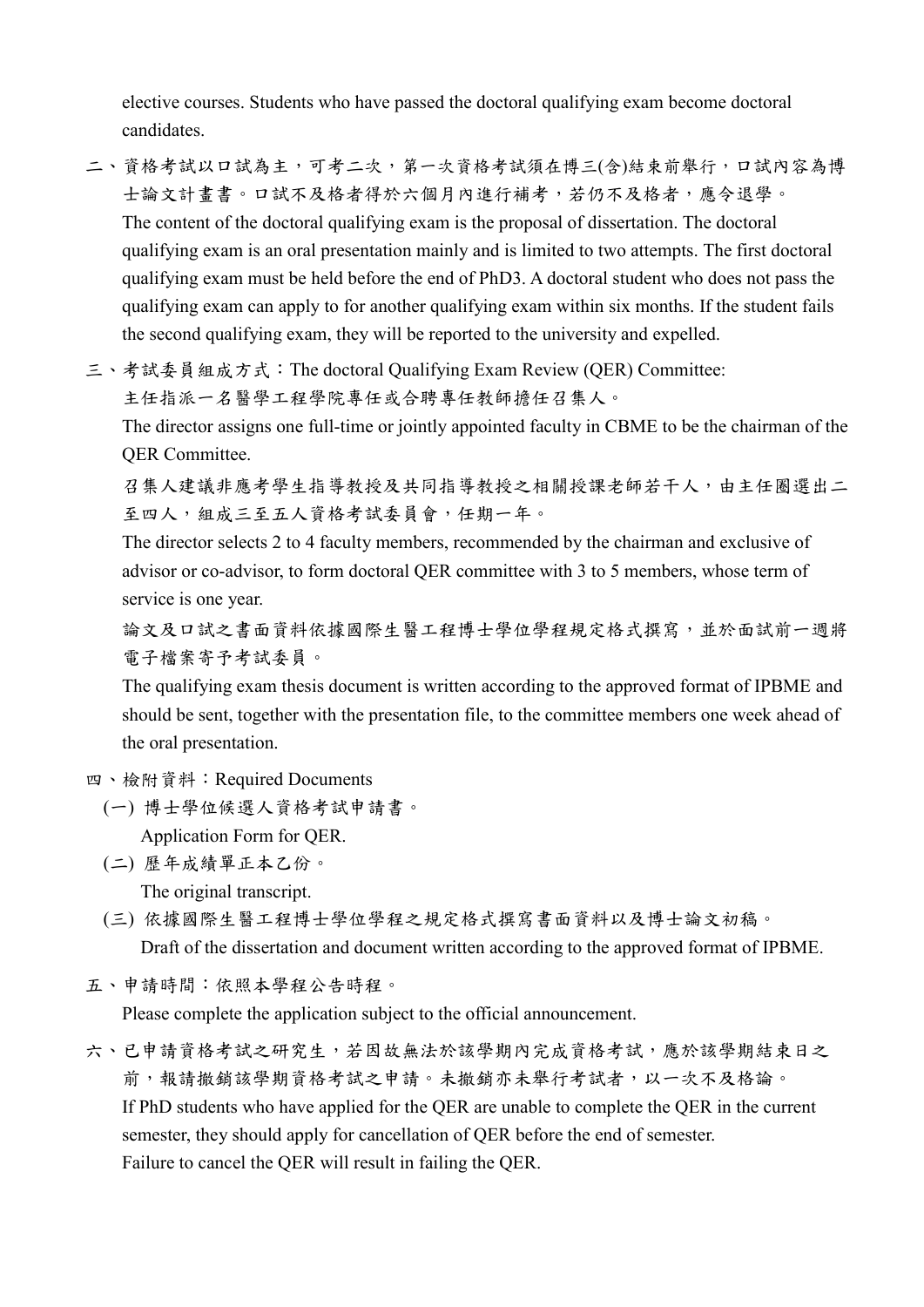elective courses. Students who have passed the doctoral qualifying exam become doctoral candidates.

二、資格考試以口試為主，可考二次，第一次資格考試須在博三(含)結束前舉行，口試內容為博士論文計畫書。口試不及格者得於六個月內進行補考，若仍不及格者，應令退學。
The content of the doctoral qualifying exam is the proposal of dissertation. The doctoral qualifying exam is an oral presentation mainly and is limited to two attempts. The first doctoral qualifying exam must be held before the end of PhD3. A doctoral student who does not pass the qualifying exam can apply to for another qualifying exam within six months. If the student fails the second qualifying exam, they will be reported to the university and expelled.

三、考試委員組成方式：The doctoral Qualifying Exam Review (QER) Committee:
主任指派一名醫學工程學院專任或合聘專任教師擔任召集人。
The director assigns one full-time or jointly appointed faculty in CBME to be the chairman of the QER Committee.
召集人建議非應考學生指導教授及共同指導教授之相關授課老師若干人，由主任圈選出二至四人，組成三至五人資格考試委員會，任期一年。
The director selects 2 to 4 faculty members, recommended by the chairman and exclusive of advisor or co-advisor, to form doctoral QER committee with 3 to 5 members, whose term of service is one year.
論文及口試之書面資料依據國際生醫工程博士學位學程規定格式撰寫，並於面試前一週將電子檔案寄予考試委員。
The qualifying exam thesis document is written according to the approved format of IPBME and should be sent, together with the presentation file, to the committee members one week ahead of the oral presentation.

四、檢附資料：Required Documents
(一) 博士學位候選人資格考試申請書。
Application Form for QER.
(二) 歷年成績單正本乙份。
The original transcript.
(三) 依據國際生醫工程博士學位學程之規定格式撰寫書面資料以及博士論文初稿。
Draft of the dissertation and document written according to the approved format of IPBME.

五、申請時間：依照本學程公告時程。
Please complete the application subject to the official announcement.

六、已申請資格考試之研究生，若因故無法於該學期內完成資格考試，應於該學期結束日之前，報請撤銷該學期資格考試之申請。未撤銷亦未舉行考試者，以一次不及格論。
If PhD students who have applied for the QER are unable to complete the QER in the current semester, they should apply for cancellation of QER before the end of semester.
Failure to cancel the QER will result in failing the QER.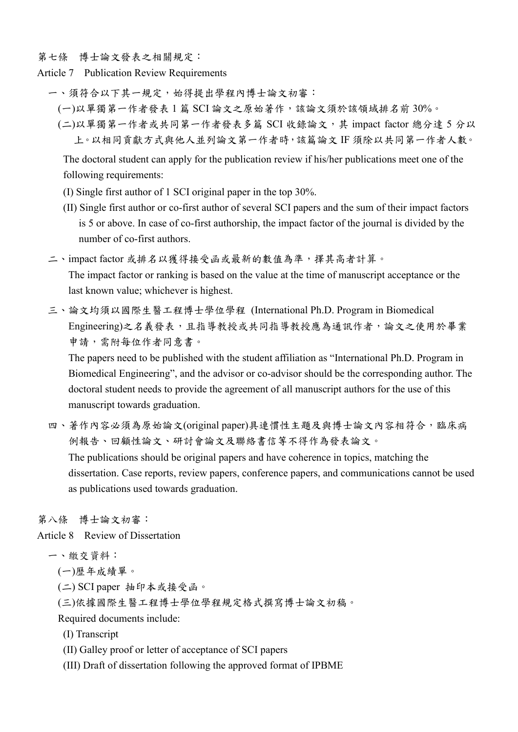第七條　博士論文發表之相關規定：

Article 7　Publication Review Requirements

一、須符合以下其一規定，始得提出學程內博士論文初審：

(一)以單獨第一作者發表 1 篇 SCI 論文之原始著作，該論文須於該領域排名前 30%。

(二)以單獨第一作者或共同第一作者發表多篇 SCI 收錄論文，其 impact factor 總分達 5 分以上。以相同貢獻方式與他人並列論文第一作者時，該篇論文 IF 須除以共同第一作者人數。

The doctoral student can apply for the publication review if his/her publications meet one of the following requirements:

(I) Single first author of 1 SCI original paper in the top 30%.

(II) Single first author or co-first author of several SCI papers and the sum of their impact factors is 5 or above. In case of co-first authorship, the impact factor of the journal is divided by the number of co-first authors.

二、impact factor 或排名以獲得接受函或最新的數值為準，擇其高者計算。

The impact factor or ranking is based on the value at the time of manuscript acceptance or the last known value; whichever is highest.

三、論文均須以國際生醫工程博士學位學程 (International Ph.D. Program in Biomedical Engineering)之名義發表，且指導教授或共同指導教授應為通訊作者，論文之使用於畢業申請，需附每位作者同意書。

The papers need to be published with the student affiliation as “International Ph.D. Program in Biomedical Engineering”, and the advisor or co-advisor should be the corresponding author. The doctoral student needs to provide the agreement of all manuscript authors for the use of this manuscript towards graduation.

四、著作內容必須為原始論文(original paper)具連慣性主題及與博士論文內容相符合，臨床病例報告、回顧性論文、研討會論文及聯絡書信等不得作為發表論文。

The publications should be original papers and have coherence in topics, matching the dissertation. Case reports, review papers, conference papers, and communications cannot be used as publications used towards graduation.

第八條　博士論文初審：

Article 8　Review of Dissertation

一、繳交資料：

(一)歷年成績單。

(二) SCI paper 抽印本或接受函。

(三)依據國際生醫工程博士學位學程規定格式撰寫博士論文初稿。

Required documents include:

(I) Transcript

(II) Galley proof or letter of acceptance of SCI papers

(III) Draft of dissertation following the approved format of IPBME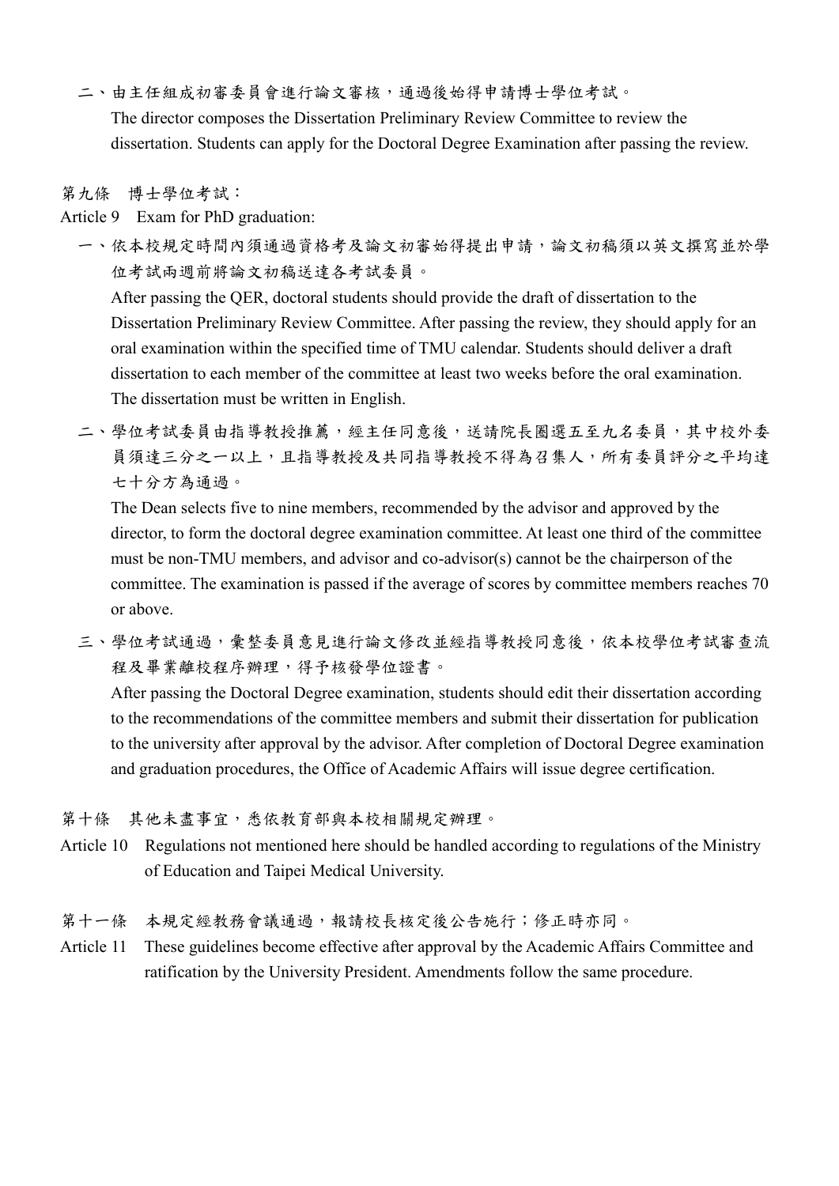二、由主任組成初審委員會進行論文審核，通過後始得申請博士學位考試。

The director composes the Dissertation Preliminary Review Committee to review the dissertation. Students can apply for the Doctoral Degree Examination after passing the review.

第九條　博士學位考試：

Article 9　Exam for PhD graduation:

一、依本校規定時間內須通過資格考及論文初審始得提出申請，論文初稿須以英文撰寫並於學位考試兩週前將論文初稿送達各考試委員。

After passing the QER, doctoral students should provide the draft of dissertation to the Dissertation Preliminary Review Committee. After passing the review, they should apply for an oral examination within the specified time of TMU calendar. Students should deliver a draft dissertation to each member of the committee at least two weeks before the oral examination. The dissertation must be written in English.

二、學位考試委員由指導教授推薦，經主任同意後，送請院長圈選五至九名委員，其中校外委員須達三分之一以上，且指導教授及共同指導教授不得為召集人，所有委員評分之平均達七十分方為通過。

The Dean selects five to nine members, recommended by the advisor and approved by the director, to form the doctoral degree examination committee. At least one third of the committee must be non-TMU members, and advisor and co-advisor(s) cannot be the chairperson of the committee. The examination is passed if the average of scores by committee members reaches 70 or above.

三、學位考試通過，彙整委員意見進行論文修改並經指導教授同意後，依本校學位考試審查流程及畢業離校程序辦理，得予核發學位證書。

After passing the Doctoral Degree examination, students should edit their dissertation according to the recommendations of the committee members and submit their dissertation for publication to the university after approval by the advisor. After completion of Doctoral Degree examination and graduation procedures, the Office of Academic Affairs will issue degree certification.

第十條　其他未盡事宜，悉依教育部與本校相關規定辦理。

Article 10　Regulations not mentioned here should be handled according to regulations of the Ministry of Education and Taipei Medical University.

第十一條　本規定經教務會議通過，報請校長核定後公告施行；修正時亦同。

Article 11　These guidelines become effective after approval by the Academic Affairs Committee and ratification by the University President. Amendments follow the same procedure.